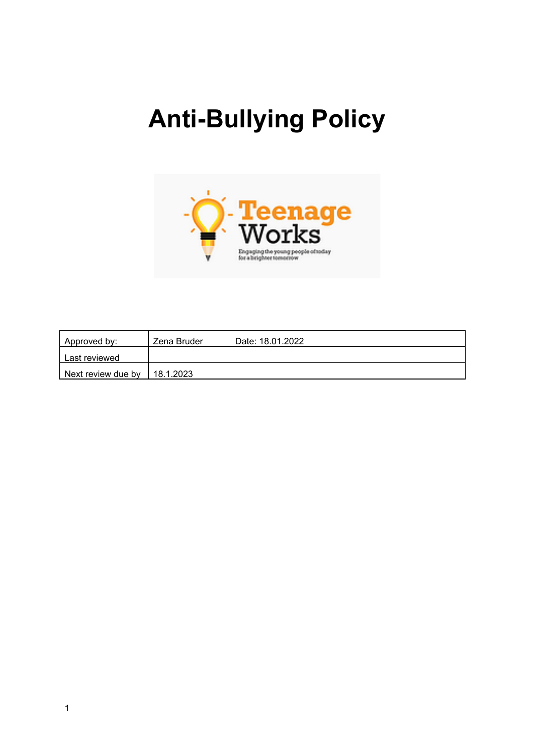# Anti-Bullying Policy

| Approved by: | Zena Bruder Date: 18.01.2022 |
| --- | --- |
| Last reviewed | |
| Next review due by | 18.1.2023 |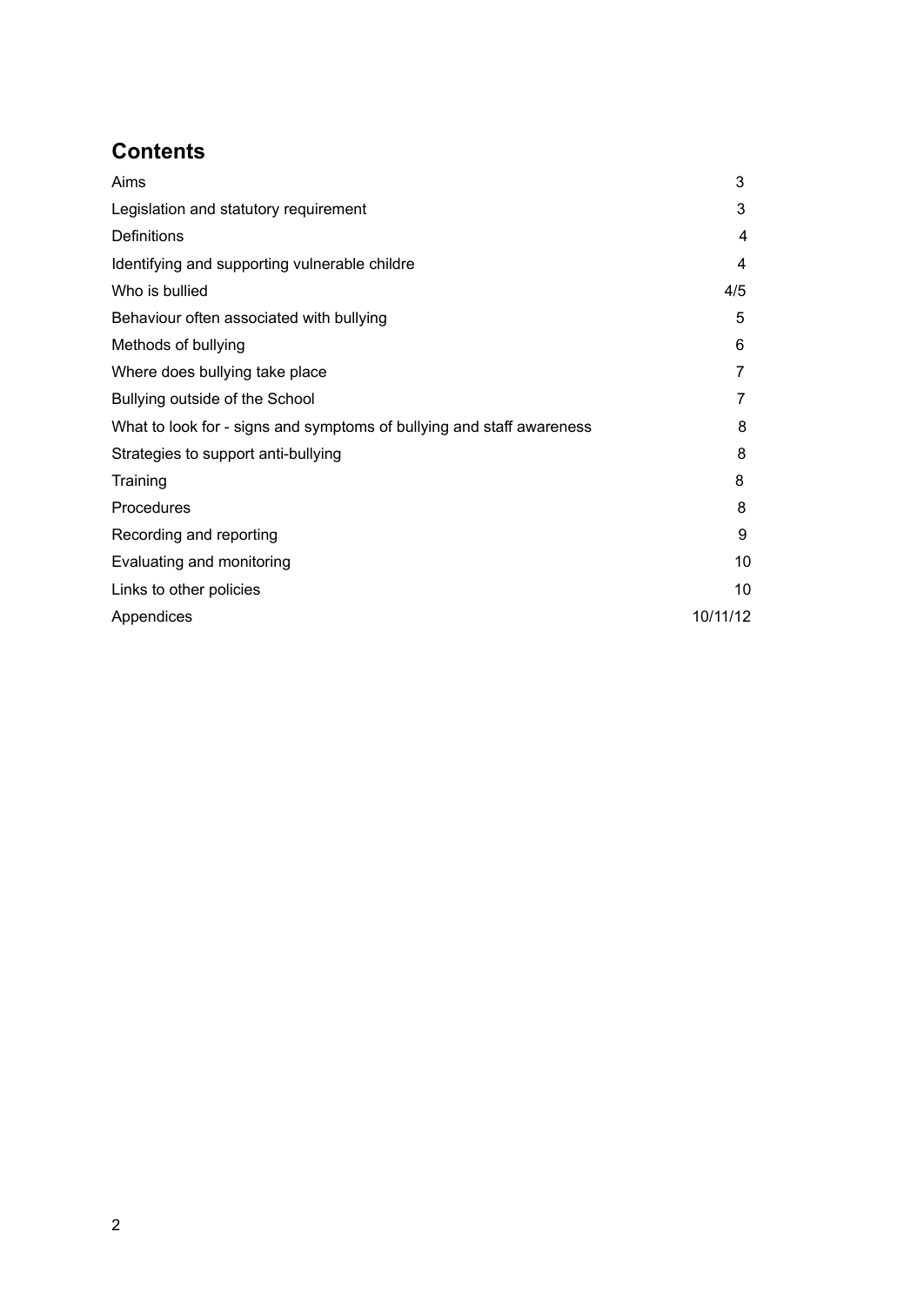## Contents

| | |
|---|---|
| Aims | 3 |
| Legislation and statutory requirement | 3 |
| Definitions | 4 |
| Identifying and supporting vulnerable childre | 4 |
| Who is bullied | 4/5 |
| Behaviour often associated with bullying | 5 |
| Methods of bullying | 6 |
| Where does bullying take place | 7 |
| Bullying outside of the School | 7 |
| What to look for - signs and symptoms of bullying and staff awareness | 8 |
| Strategies to support anti-bullying | 8 |
| Training | 8 |
| Procedures | 8 |
| Recording and reporting | 9 |
| Evaluating and monitoring | 10 |
| Links to other policies | 10 |
| Appendices | 10/11/12 |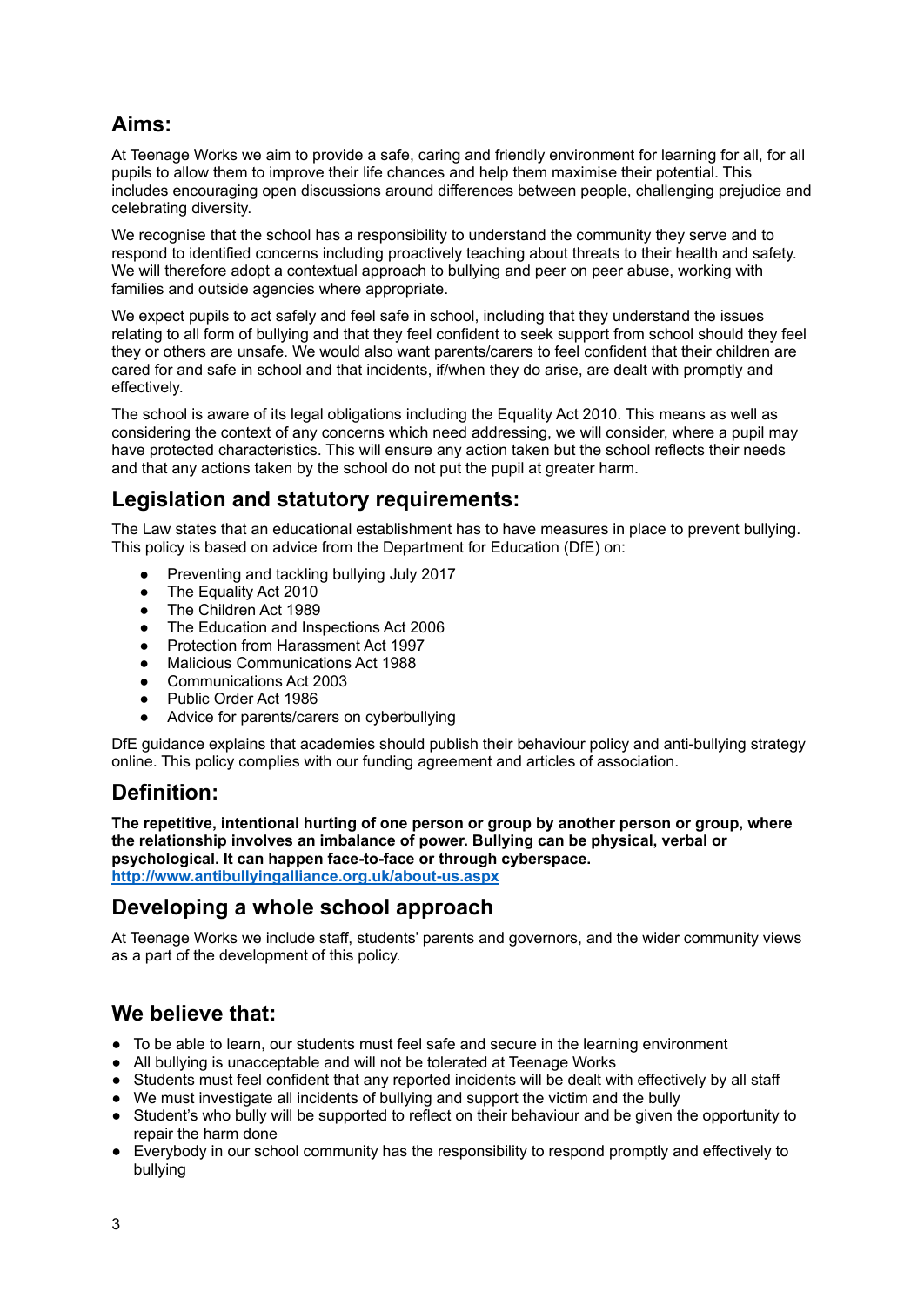## Aims:

At Teenage Works we aim to provide a safe, caring and friendly environment for learning for all, for all pupils to allow them to improve their life chances and help them maximise their potential. This includes encouraging open discussions around differences between people, challenging prejudice and celebrating diversity.

We recognise that the school has a responsibility to understand the community they serve and to respond to identified concerns including proactively teaching about threats to their health and safety. We will therefore adopt a contextual approach to bullying and peer on peer abuse, working with families and outside agencies where appropriate.

We expect pupils to act safely and feel safe in school, including that they understand the issues relating to all form of bullying and that they feel confident to seek support from school should they feel they or others are unsafe. We would also want parents/carers to feel confident that their children are cared for and safe in school and that incidents, if/when they do arise, are dealt with promptly and effectively.

The school is aware of its legal obligations including the Equality Act 2010. This means as well as considering the context of any concerns which need addressing, we will consider, where a pupil may have protected characteristics. This will ensure any action taken but the school reflects their needs and that any actions taken by the school do not put the pupil at greater harm.

## Legislation and statutory requirements:

The Law states that an educational establishment has to have measures in place to prevent bullying. This policy is based on advice from the Department for Education (DfE) on:

- Preventing and tackling bullying July 2017
- The Equality Act 2010
- The Children Act 1989
- The Education and Inspections Act 2006
- Protection from Harassment Act 1997
- Malicious Communications Act 1988
- Communications Act 2003
- Public Order Act 1986
- Advice for parents/carers on cyberbullying

DfE guidance explains that academies should publish their behaviour policy and anti-bullying strategy online. This policy complies with our funding agreement and articles of association.

## Definition:

**The repetitive, intentional hurting of one person or group by another person or group, where the relationship involves an imbalance of power. Bullying can be physical, verbal or psychological. It can happen face-to-face or through cyberspace.**
**http://www.antibullyingalliance.org.uk/about-us.aspx**

## Developing a whole school approach

At Teenage Works we include staff, students' parents and governors, and the wider community views as a part of the development of this policy.

## We believe that:

- To be able to learn, our students must feel safe and secure in the learning environment
- All bullying is unacceptable and will not be tolerated at Teenage Works
- Students must feel confident that any reported incidents will be dealt with effectively by all staff
- We must investigate all incidents of bullying and support the victim and the bully
- Student's who bully will be supported to reflect on their behaviour and be given the opportunity to repair the harm done
- Everybody in our school community has the responsibility to respond promptly and effectively to bullying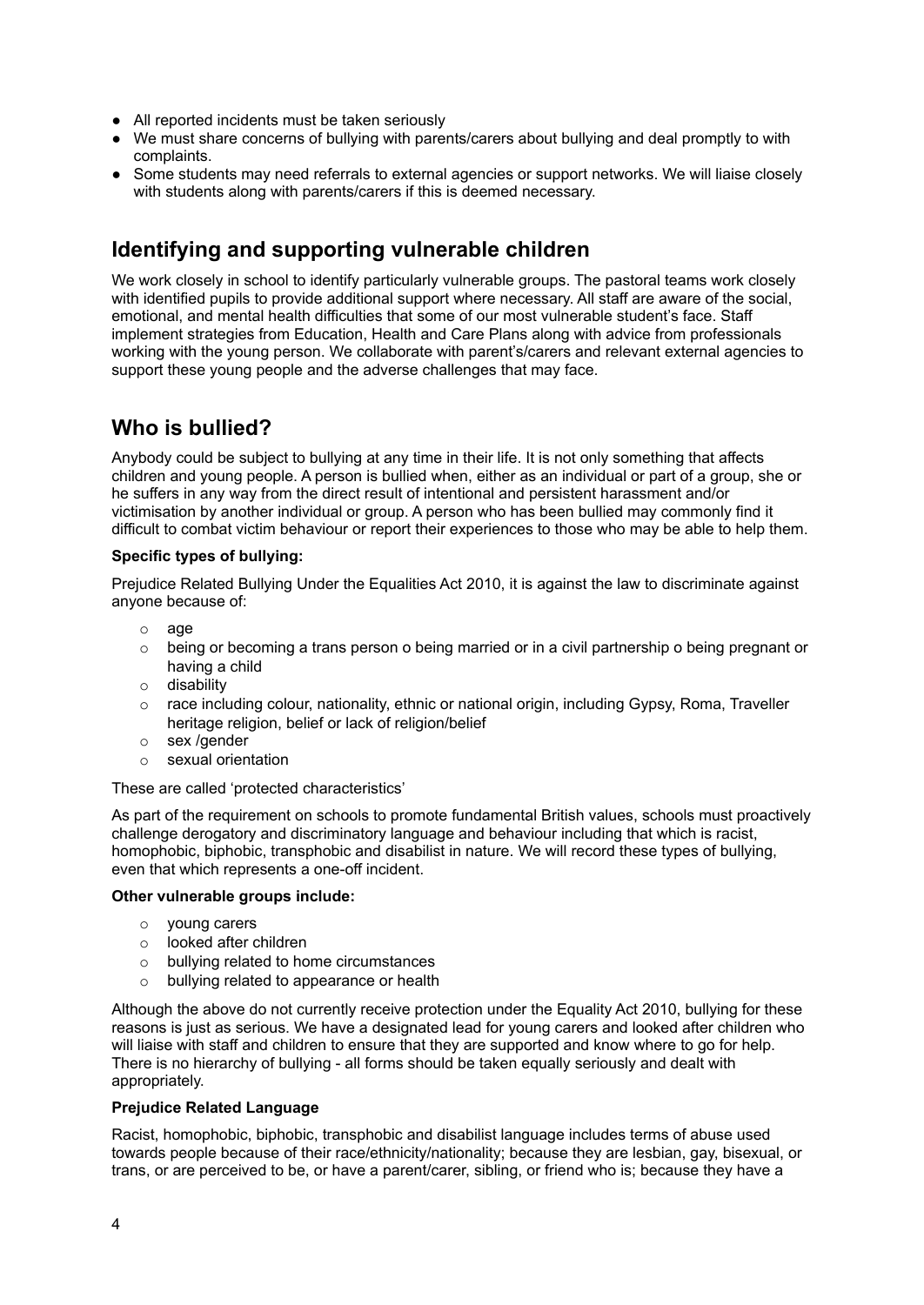- All reported incidents must be taken seriously
- We must share concerns of bullying with parents/carers about bullying and deal promptly to with complaints.
- Some students may need referrals to external agencies or support networks. We will liaise closely with students along with parents/carers if this is deemed necessary.

## Identifying and supporting vulnerable children

We work closely in school to identify particularly vulnerable groups. The pastoral teams work closely with identified pupils to provide additional support where necessary. All staff are aware of the social, emotional, and mental health difficulties that some of our most vulnerable student's face. Staff implement strategies from Education, Health and Care Plans along with advice from professionals working with the young person. We collaborate with parent's/carers and relevant external agencies to support these young people and the adverse challenges that may face.

## Who is bullied?

Anybody could be subject to bullying at any time in their life. It is not only something that affects children and young people. A person is bullied when, either as an individual or part of a group, she or he suffers in any way from the direct result of intentional and persistent harassment and/or victimisation by another individual or group. A person who has been bullied may commonly find it difficult to combat victim behaviour or report their experiences to those who may be able to help them.

**Specific types of bullying:**

Prejudice Related Bullying Under the Equalities Act 2010, it is against the law to discriminate against anyone because of:

- age
- being or becoming a trans person o being married or in a civil partnership o being pregnant or having a child
- disability
- race including colour, nationality, ethnic or national origin, including Gypsy, Roma, Traveller heritage religion, belief or lack of religion/belief
- sex /gender
- sexual orientation

These are called 'protected characteristics'

As part of the requirement on schools to promote fundamental British values, schools must proactively challenge derogatory and discriminatory language and behaviour including that which is racist, homophobic, biphobic, transphobic and disabilist in nature. We will record these types of bullying, even that which represents a one-off incident.

**Other vulnerable groups include:**

- young carers
- looked after children
- bullying related to home circumstances
- bullying related to appearance or health

Although the above do not currently receive protection under the Equality Act 2010, bullying for these reasons is just as serious. We have a designated lead for young carers and looked after children who will liaise with staff and children to ensure that they are supported and know where to go for help. There is no hierarchy of bullying - all forms should be taken equally seriously and dealt with appropriately.

**Prejudice Related Language**

Racist, homophobic, biphobic, transphobic and disabilist language includes terms of abuse used towards people because of their race/ethnicity/nationality; because they are lesbian, gay, bisexual, or trans, or are perceived to be, or have a parent/carer, sibling, or friend who is; because they have a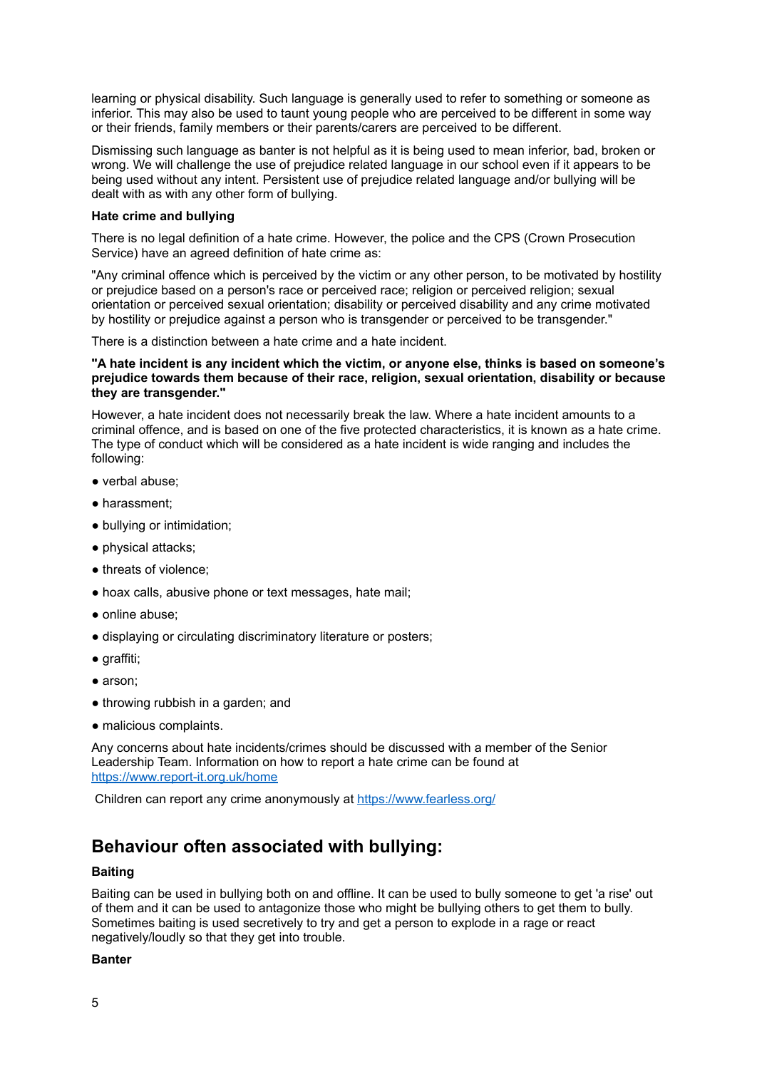learning or physical disability. Such language is generally used to refer to something or someone as inferior. This may also be used to taunt young people who are perceived to be different in some way or their friends, family members or their parents/carers are perceived to be different.

Dismissing such language as banter is not helpful as it is being used to mean inferior, bad, broken or wrong. We will challenge the use of prejudice related language in our school even if it appears to be being used without any intent. Persistent use of prejudice related language and/or bullying will be dealt with as with any other form of bullying.

**Hate crime and bullying**

There is no legal definition of a hate crime. However, the police and the CPS (Crown Prosecution Service) have an agreed definition of hate crime as:

"Any criminal offence which is perceived by the victim or any other person, to be motivated by hostility or prejudice based on a person's race or perceived race; religion or perceived religion; sexual orientation or perceived sexual orientation; disability or perceived disability and any crime motivated by hostility or prejudice against a person who is transgender or perceived to be transgender."

There is a distinction between a hate crime and a hate incident.

**"A hate incident is any incident which the victim, or anyone else, thinks is based on someone's prejudice towards them because of their race, religion, sexual orientation, disability or because they are transgender."**

However, a hate incident does not necessarily break the law. Where a hate incident amounts to a criminal offence, and is based on one of the five protected characteristics, it is known as a hate crime. The type of conduct which will be considered as a hate incident is wide ranging and includes the following:

- verbal abuse;
- harassment;
- bullying or intimidation;
- physical attacks;
- threats of violence;
- hoax calls, abusive phone or text messages, hate mail;
- online abuse;
- displaying or circulating discriminatory literature or posters;
- graffiti;
- arson;
- throwing rubbish in a garden; and
- malicious complaints.

Any concerns about hate incidents/crimes should be discussed with a member of the Senior Leadership Team. Information on how to report a hate crime can be found at https://www.report-it.org.uk/home

Children can report any crime anonymously at https://www.fearless.org/

## Behaviour often associated with bullying:

**Baiting**

Baiting can be used in bullying both on and offline. It can be used to bully someone to get 'a rise' out of them and it can be used to antagonize those who might be bullying others to get them to bully. Sometimes baiting is used secretively to try and get a person to explode in a rage or react negatively/loudly so that they get into trouble.

**Banter**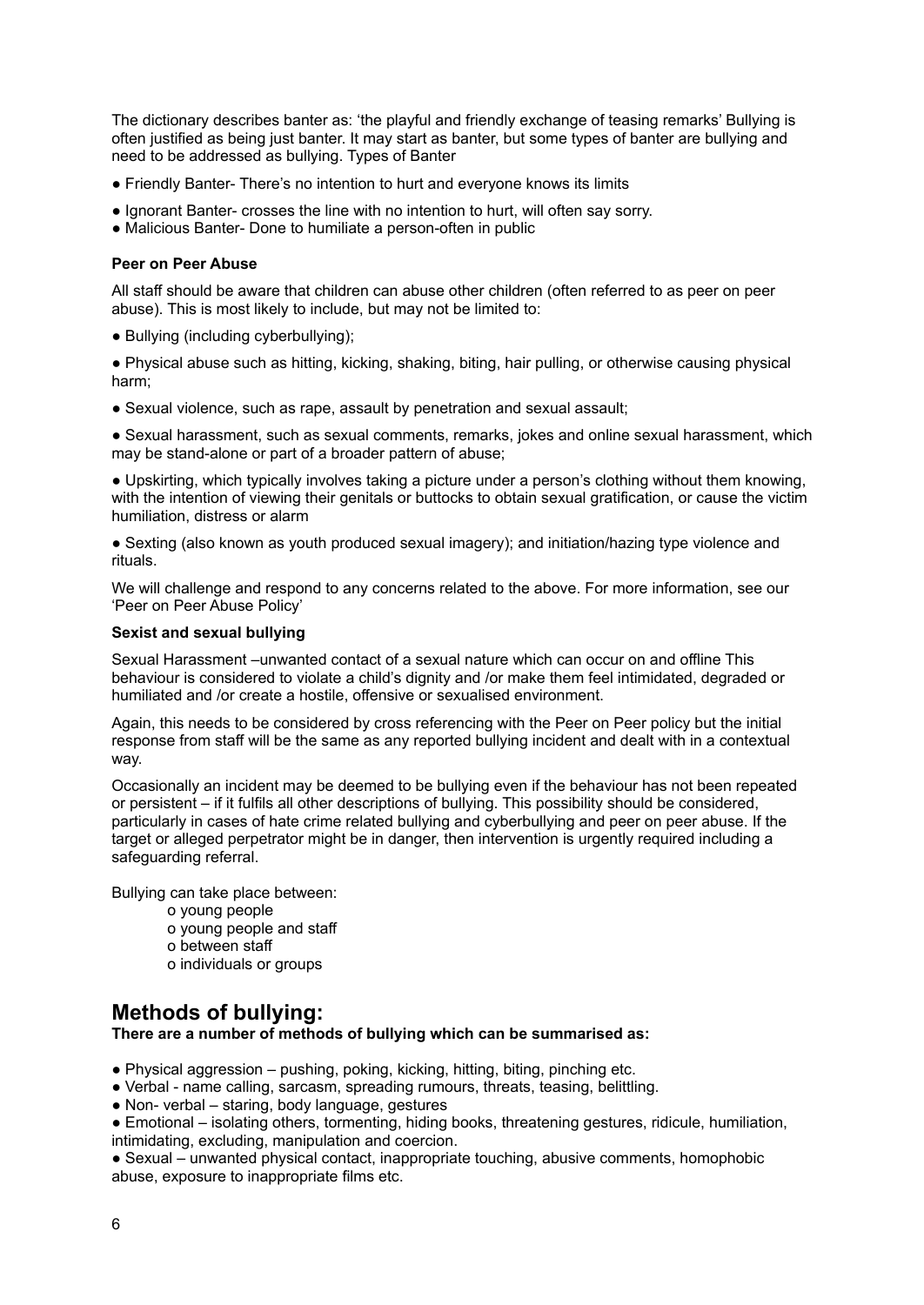The dictionary describes banter as: 'the playful and friendly exchange of teasing remarks' Bullying is often justified as being just banter. It may start as banter, but some types of banter are bullying and need to be addressed as bullying. Types of Banter

- Friendly Banter- There's no intention to hurt and everyone knows its limits
- Ignorant Banter- crosses the line with no intention to hurt, will often say sorry.
- Malicious Banter- Done to humiliate a person-often in public

**Peer on Peer Abuse**

All staff should be aware that children can abuse other children (often referred to as peer on peer abuse). This is most likely to include, but may not be limited to:

- Bullying (including cyberbullying);
- Physical abuse such as hitting, kicking, shaking, biting, hair pulling, or otherwise causing physical harm;
- Sexual violence, such as rape, assault by penetration and sexual assault;
- Sexual harassment, such as sexual comments, remarks, jokes and online sexual harassment, which may be stand-alone or part of a broader pattern of abuse;
- Upskirting, which typically involves taking a picture under a person's clothing without them knowing, with the intention of viewing their genitals or buttocks to obtain sexual gratification, or cause the victim humiliation, distress or alarm
- Sexting (also known as youth produced sexual imagery); and initiation/hazing type violence and rituals.

We will challenge and respond to any concerns related to the above. For more information, see our 'Peer on Peer Abuse Policy'

**Sexist and sexual bullying**

Sexual Harassment –unwanted contact of a sexual nature which can occur on and offline This behaviour is considered to violate a child's dignity and /or make them feel intimidated, degraded or humiliated and /or create a hostile, offensive or sexualised environment.

Again, this needs to be considered by cross referencing with the Peer on Peer policy but the initial response from staff will be the same as any reported bullying incident and dealt with in a contextual way.

Occasionally an incident may be deemed to be bullying even if the behaviour has not been repeated or persistent – if it fulfils all other descriptions of bullying. This possibility should be considered, particularly in cases of hate crime related bullying and cyberbullying and peer on peer abuse. If the target or alleged perpetrator might be in danger, then intervention is urgently required including a safeguarding referral.

Bullying can take place between:

- young people
- young people and staff
- between staff
- individuals or groups

## Methods of bullying:

**There are a number of methods of bullying which can be summarised as:**

- Physical aggression – pushing, poking, kicking, hitting, biting, pinching etc.
- Verbal - name calling, sarcasm, spreading rumours, threats, teasing, belittling.
- Non- verbal – staring, body language, gestures
- Emotional – isolating others, tormenting, hiding books, threatening gestures, ridicule, humiliation, intimidating, excluding, manipulation and coercion.
- Sexual – unwanted physical contact, inappropriate touching, abusive comments, homophobic abuse, exposure to inappropriate films etc.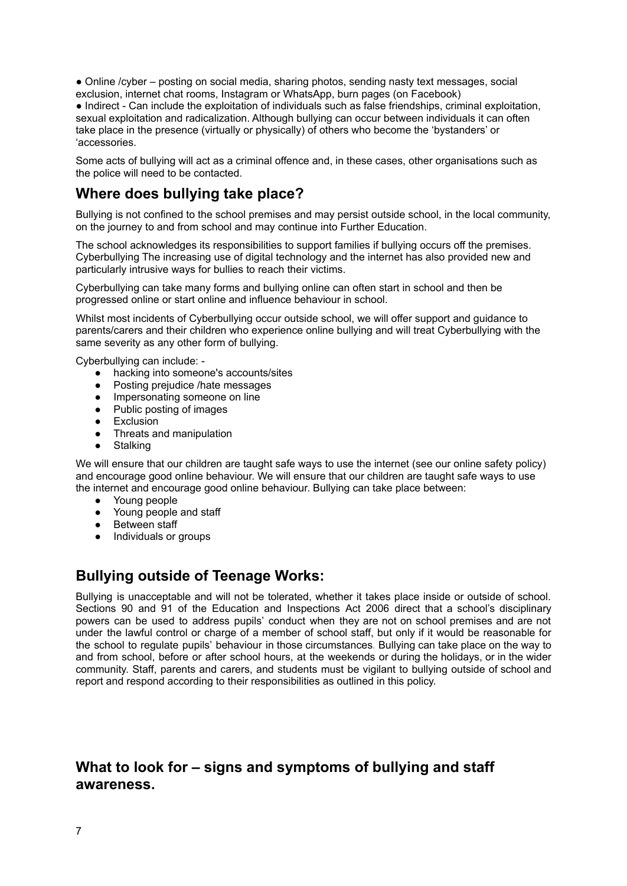- Online /cyber – posting on social media, sharing photos, sending nasty text messages, social exclusion, internet chat rooms, Instagram or WhatsApp, burn pages (on Facebook)
- Indirect - Can include the exploitation of individuals such as false friendships, criminal exploitation, sexual exploitation and radicalization. Although bullying can occur between individuals it can often take place in the presence (virtually or physically) of others who become the 'bystanders' or 'accessories.

Some acts of bullying will act as a criminal offence and, in these cases, other organisations such as the police will need to be contacted.

## Where does bullying take place?

Bullying is not confined to the school premises and may persist outside school, in the local community, on the journey to and from school and may continue into Further Education.

The school acknowledges its responsibilities to support families if bullying occurs off the premises. Cyberbullying The increasing use of digital technology and the internet has also provided new and particularly intrusive ways for bullies to reach their victims.

Cyberbullying can take many forms and bullying online can often start in school and then be progressed online or start online and influence behaviour in school.

Whilst most incidents of Cyberbullying occur outside school, we will offer support and guidance to parents/carers and their children who experience online bullying and will treat Cyberbullying with the same severity as any other form of bullying.

Cyberbullying can include: -

- hacking into someone's accounts/sites
- Posting prejudice /hate messages
- Impersonating someone on line
- Public posting of images
- Exclusion
- Threats and manipulation
- Stalking

We will ensure that our children are taught safe ways to use the internet (see our online safety policy) and encourage good online behaviour. We will ensure that our children are taught safe ways to use the internet and encourage good online behaviour. Bullying can take place between:

- Young people
- Young people and staff
- Between staff
- Individuals or groups

## Bullying outside of Teenage Works:

Bullying is unacceptable and will not be tolerated, whether it takes place inside or outside of school. Sections 90 and 91 of the Education and Inspections Act 2006 direct that a school's disciplinary powers can be used to address pupils' conduct when they are not on school premises and are not under the lawful control or charge of a member of school staff, but only if it would be reasonable for the school to regulate pupils' behaviour in those circumstances. Bullying can take place on the way to and from school, before or after school hours, at the weekends or during the holidays, or in the wider community. Staff, parents and carers, and students must be vigilant to bullying outside of school and report and respond according to their responsibilities as outlined in this policy.

## What to look for – signs and symptoms of bullying and staff awareness.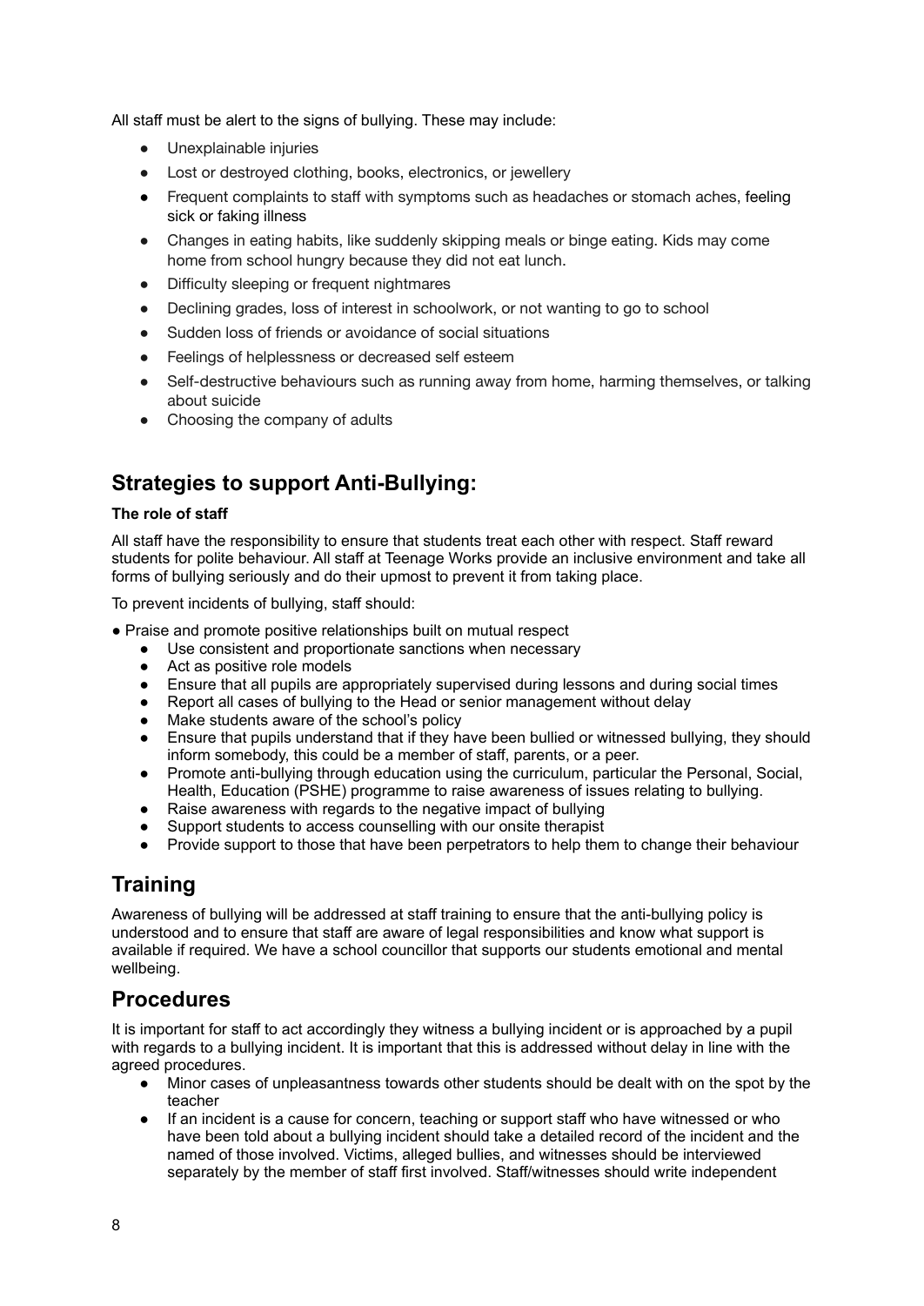All staff must be alert to the signs of bullying. These may include:

- Unexplainable injuries
- Lost or destroyed clothing, books, electronics, or jewellery
- Frequent complaints to staff with symptoms such as headaches or stomach aches, feeling sick or faking illness
- Changes in eating habits, like suddenly skipping meals or binge eating. Kids may come home from school hungry because they did not eat lunch.
- Difficulty sleeping or frequent nightmares
- Declining grades, loss of interest in schoolwork, or not wanting to go to school
- Sudden loss of friends or avoidance of social situations
- Feelings of helplessness or decreased self esteem
- Self-destructive behaviours such as running away from home, harming themselves, or talking about suicide
- Choosing the company of adults

## Strategies to support Anti-Bullying:

**The role of staff**

All staff have the responsibility to ensure that students treat each other with respect. Staff reward students for polite behaviour. All staff at Teenage Works provide an inclusive environment and take all forms of bullying seriously and do their upmost to prevent it from taking place.

To prevent incidents of bullying, staff should:

- Praise and promote positive relationships built on mutual respect
- Use consistent and proportionate sanctions when necessary
- Act as positive role models
- Ensure that all pupils are appropriately supervised during lessons and during social times
- Report all cases of bullying to the Head or senior management without delay
- Make students aware of the school's policy
- Ensure that pupils understand that if they have been bullied or witnessed bullying, they should inform somebody, this could be a member of staff, parents, or a peer.
- Promote anti-bullying through education using the curriculum, particular the Personal, Social, Health, Education (PSHE) programme to raise awareness of issues relating to bullying.
- Raise awareness with regards to the negative impact of bullying
- Support students to access counselling with our onsite therapist
- Provide support to those that have been perpetrators to help them to change their behaviour

## Training

Awareness of bullying will be addressed at staff training to ensure that the anti-bullying policy is understood and to ensure that staff are aware of legal responsibilities and know what support is available if required. We have a school councillor that supports our students emotional and mental wellbeing.

## Procedures

It is important for staff to act accordingly they witness a bullying incident or is approached by a pupil with regards to a bullying incident. It is important that this is addressed without delay in line with the agreed procedures.

- Minor cases of unpleasantness towards other students should be dealt with on the spot by the teacher
- If an incident is a cause for concern, teaching or support staff who have witnessed or who have been told about a bullying incident should take a detailed record of the incident and the named of those involved. Victims, alleged bullies, and witnesses should be interviewed separately by the member of staff first involved. Staff/witnesses should write independent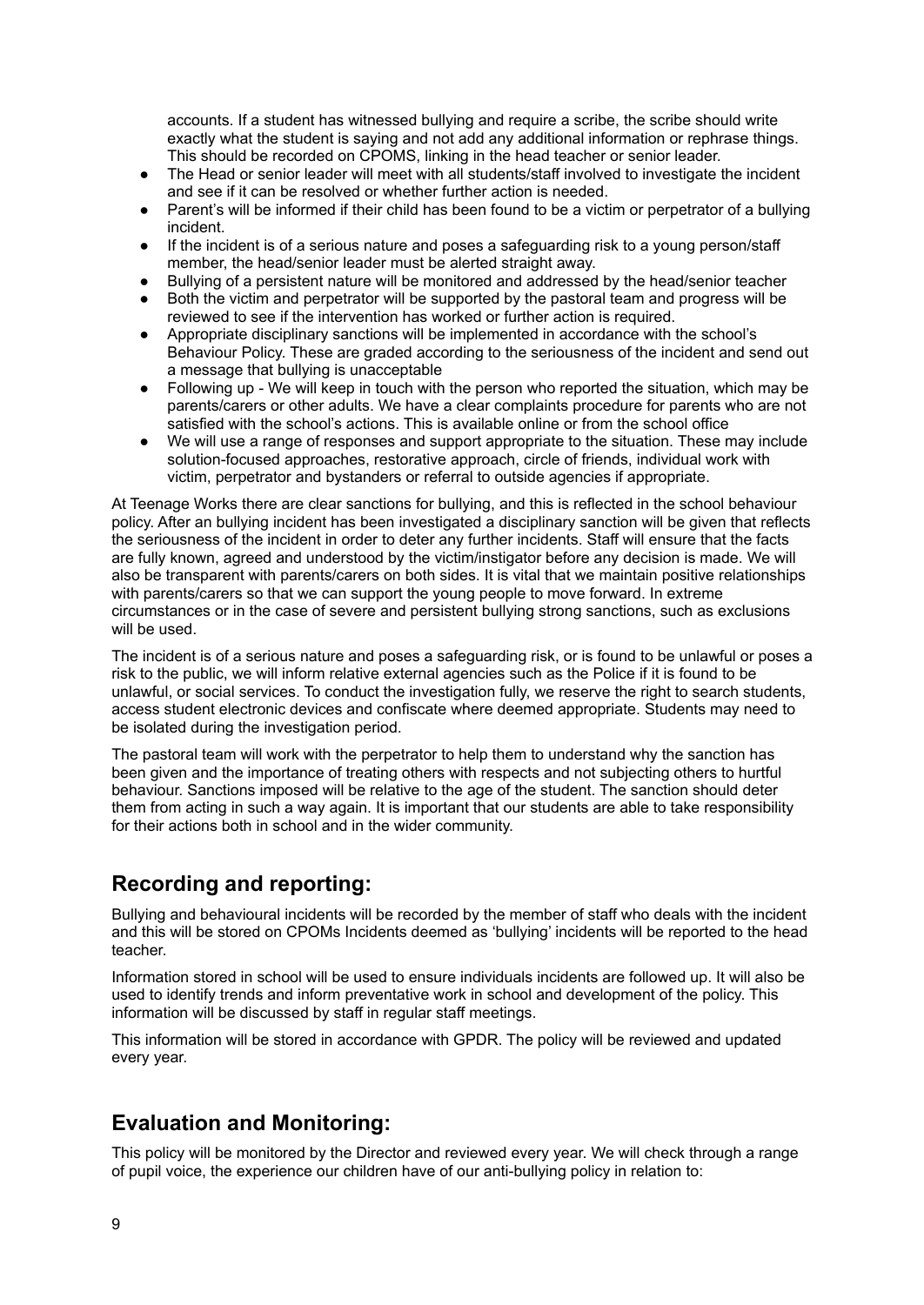accounts. If a student has witnessed bullying and require a scribe, the scribe should write exactly what the student is saying and not add any additional information or rephrase things. This should be recorded on CPOMS, linking in the head teacher or senior leader.

- The Head or senior leader will meet with all students/staff involved to investigate the incident and see if it can be resolved or whether further action is needed.
- Parent's will be informed if their child has been found to be a victim or perpetrator of a bullying incident.
- If the incident is of a serious nature and poses a safeguarding risk to a young person/staff member, the head/senior leader must be alerted straight away.
- Bullying of a persistent nature will be monitored and addressed by the head/senior teacher
- Both the victim and perpetrator will be supported by the pastoral team and progress will be reviewed to see if the intervention has worked or further action is required.
- Appropriate disciplinary sanctions will be implemented in accordance with the school's Behaviour Policy. These are graded according to the seriousness of the incident and send out a message that bullying is unacceptable
- Following up - We will keep in touch with the person who reported the situation, which may be parents/carers or other adults. We have a clear complaints procedure for parents who are not satisfied with the school's actions. This is available online or from the school office
- We will use a range of responses and support appropriate to the situation. These may include solution-focused approaches, restorative approach, circle of friends, individual work with victim, perpetrator and bystanders or referral to outside agencies if appropriate.

At Teenage Works there are clear sanctions for bullying, and this is reflected in the school behaviour policy. After an bullying incident has been investigated a disciplinary sanction will be given that reflects the seriousness of the incident in order to deter any further incidents. Staff will ensure that the facts are fully known, agreed and understood by the victim/instigator before any decision is made. We will also be transparent with parents/carers on both sides. It is vital that we maintain positive relationships with parents/carers so that we can support the young people to move forward. In extreme circumstances or in the case of severe and persistent bullying strong sanctions, such as exclusions will be used.

The incident is of a serious nature and poses a safeguarding risk, or is found to be unlawful or poses a risk to the public, we will inform relative external agencies such as the Police if it is found to be unlawful, or social services. To conduct the investigation fully, we reserve the right to search students, access student electronic devices and confiscate where deemed appropriate. Students may need to be isolated during the investigation period.

The pastoral team will work with the perpetrator to help them to understand why the sanction has been given and the importance of treating others with respects and not subjecting others to hurtful behaviour. Sanctions imposed will be relative to the age of the student. The sanction should deter them from acting in such a way again. It is important that our students are able to take responsibility for their actions both in school and in the wider community.

## Recording and reporting:

Bullying and behavioural incidents will be recorded by the member of staff who deals with the incident and this will be stored on CPOMs Incidents deemed as 'bullying' incidents will be reported to the head teacher.

Information stored in school will be used to ensure individuals incidents are followed up. It will also be used to identify trends and inform preventative work in school and development of the policy. This information will be discussed by staff in regular staff meetings.

This information will be stored in accordance with GPDR. The policy will be reviewed and updated every year.

## Evaluation and Monitoring:

This policy will be monitored by the Director and reviewed every year. We will check through a range of pupil voice, the experience our children have of our anti-bullying policy in relation to: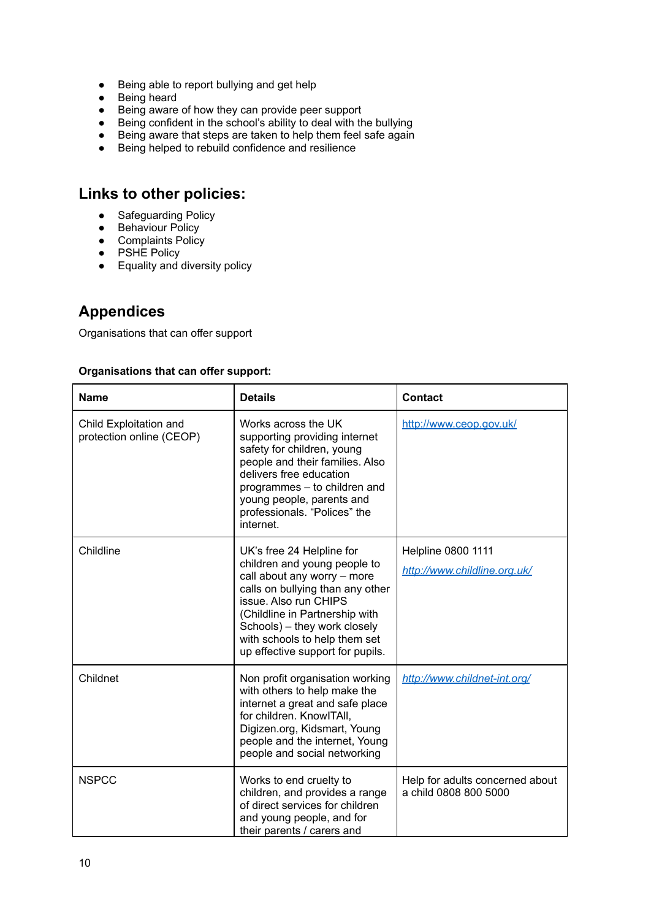- Being able to report bullying and get help
- Being heard
- Being aware of how they can provide peer support
- Being confident in the school's ability to deal with the bullying
- Being aware that steps are taken to help them feel safe again
- Being helped to rebuild confidence and resilience

## Links to other policies:

- Safeguarding Policy
- Behaviour Policy
- Complaints Policy
- PSHE Policy
- Equality and diversity policy

## Appendices

Organisations that can offer support

**Organisations that can offer support:**

| Name | Details | Contact |
|---|---|---|
| Child Exploitation and protection online (CEOP) | Works across the UK supporting providing internet safety for children, young people and their families. Also delivers free education programmes – to children and young people, parents and professionals. "Polices" the internet. | http://www.ceop.gov.uk/ |
| Childline | UK's free 24 Helpline for children and young people to call about any worry – more calls on bullying than any other issue. Also run CHIPS (Childline in Partnership with Schools) – they work closely with schools to help them set up effective support for pupils. | Helpline 0800 1111<br>http://www.childline.org.uk/ |
| Childnet | Non profit organisation working with others to help make the internet a great and safe place for children. KnowITAll, Digizen.org, Kidsmart, Young people and the internet, Young people and social networking | http://www.childnet-int.org/ |
| NSPCC | Works to end cruelty to children, and provides a range of direct services for children and young people, and for their parents / carers and | Help for adults concerned about a child 0808 800 5000 |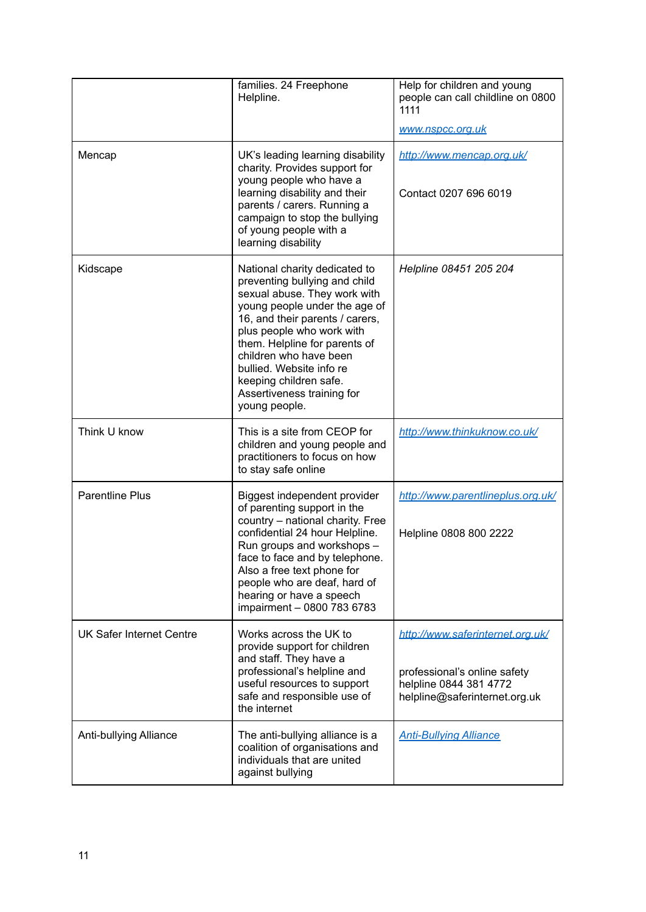| | | |
|---|---|---|
| | families. 24 Freephone Helpline. | Help for children and young people can call childline on 0800 1111<br><br>[www.nspcc.org.uk](www.nspcc.org.uk) |
| Mencap | UK's leading learning disability charity. Provides support for young people who have a learning disability and their parents / carers. Running a campaign to stop the bullying of young people with a learning disability | [http://www.mencap.org.uk/](http://www.mencap.org.uk/)<br><br>Contact 0207 696 6019 |
| Kidscape | National charity dedicated to preventing bullying and child sexual abuse. They work with young people under the age of 16, and their parents / carers, plus people who work with them. Helpline for parents of children who have been bullied. Website info re keeping children safe. Assertiveness training for young people. | *Helpline 08451 205 204* |
| Think U know | This is a site from CEOP for children and young people and practitioners to focus on how to stay safe online | [http://www.thinkuknow.co.uk/](http://www.thinkuknow.co.uk/) |
| Parentline Plus | Biggest independent provider of parenting support in the country – national charity. Free confidential 24 hour Helpline. Run groups and workshops – face to face and by telephone. Also a free text phone for people who are deaf, hard of hearing or have a speech impairment – 0800 783 6783 | [http://www.parentlineplus.org.uk/](http://www.parentlineplus.org.uk/)<br><br>Helpline 0808 800 2222 |
| UK Safer Internet Centre | Works across the UK to provide support for children and staff. They have a professional's helpline and useful resources to support safe and responsible use of the internet | [http://www.saferinternet.org.uk/](http://www.saferinternet.org.uk/)<br><br>professional's online safety helpline 0844 381 4772 helpline@saferinternet.org.uk |
| Anti-bullying Alliance | The anti-bullying alliance is a coalition of organisations and individuals that are united against bullying | *Anti-Bullying Alliance* |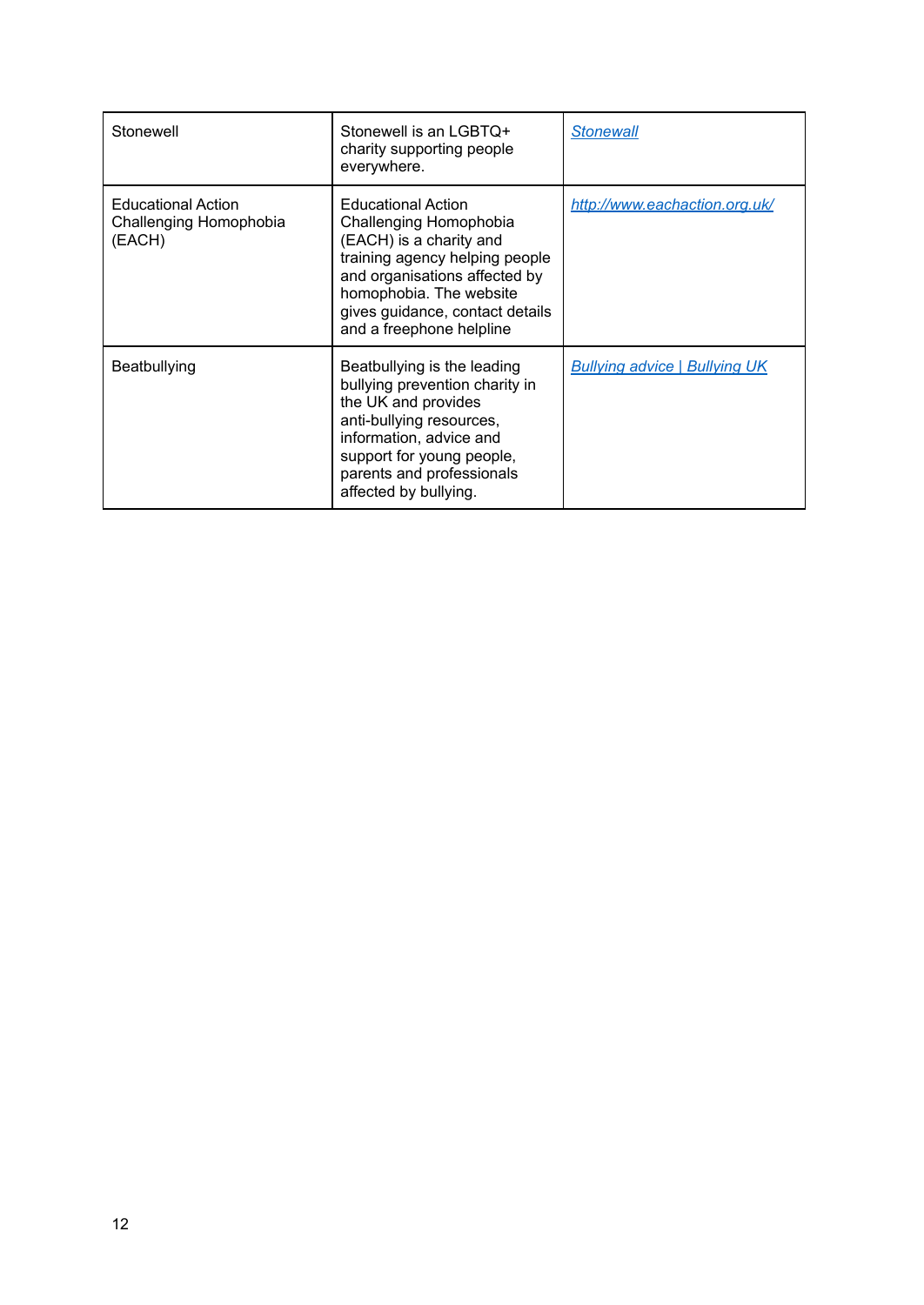| | | |
|---|---|---|
| Stonewell | Stonewell is an LGBTQ+ charity supporting people everywhere. | Stonewall |
| Educational Action Challenging Homophobia (EACH) | Educational Action Challenging Homophobia (EACH) is a charity and training agency helping people and organisations affected by homophobia. The website gives guidance, contact details and a freephone helpline | http://www.eachaction.org.uk/ |
| Beatbullying | Beatbullying is the leading bullying prevention charity in the UK and provides anti-bullying resources, information, advice and support for young people, parents and professionals affected by bullying. | Bullying advice \| Bullying UK |